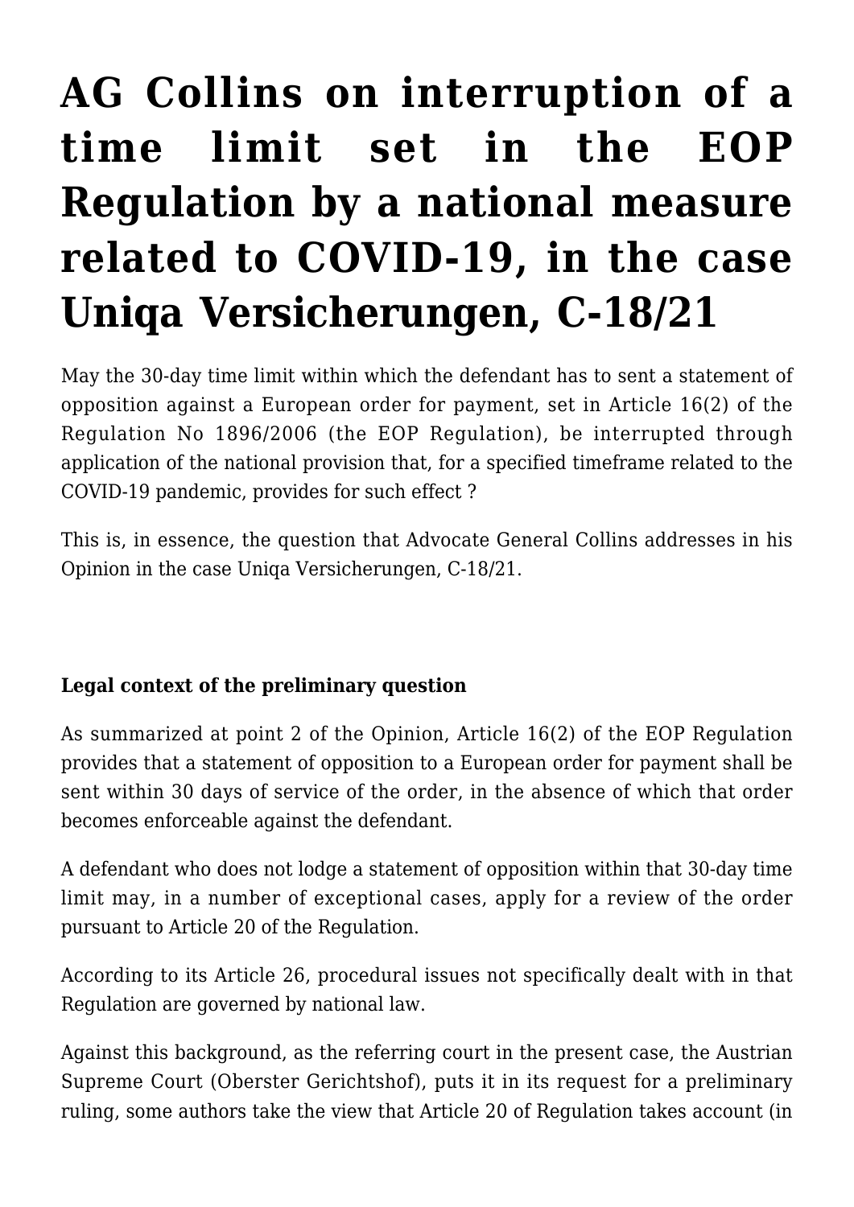# AG Collins on interruption of a time limit set in the EOP Regulation by a national measure related to COVID-19, in the case Uniqa Versicherungen, C-18/21

May the 30-day time limit within which the defendant has to sent a statement of opposition against a European order for payment, set in Article 16(2) of the Regulation No 1896/2006 (the EOP Regulation), be interrupted through application of the national provision that, for a specified timeframe related to the COVID-19 pandemic, provides for such effect ?

This is, in essence, the question that Advocate General Collins addresses in his Opinion in the case Uniqa Versicherungen, C-18/21.

**Legal context of the preliminary question**

As summarized at point 2 of the Opinion, Article 16(2) of the EOP Regulation provides that a statement of opposition to a European order for payment shall be sent within 30 days of service of the order, in the absence of which that order becomes enforceable against the defendant.

A defendant who does not lodge a statement of opposition within that 30-day time limit may, in a number of exceptional cases, apply for a review of the order pursuant to Article 20 of the Regulation.

According to its Article 26, procedural issues not specifically dealt with in that Regulation are governed by national law.

Against this background, as the referring court in the present case, the Austrian Supreme Court (Oberster Gerichtshof), puts it in its request for a preliminary ruling, some authors take the view that Article 20 of Regulation takes account (in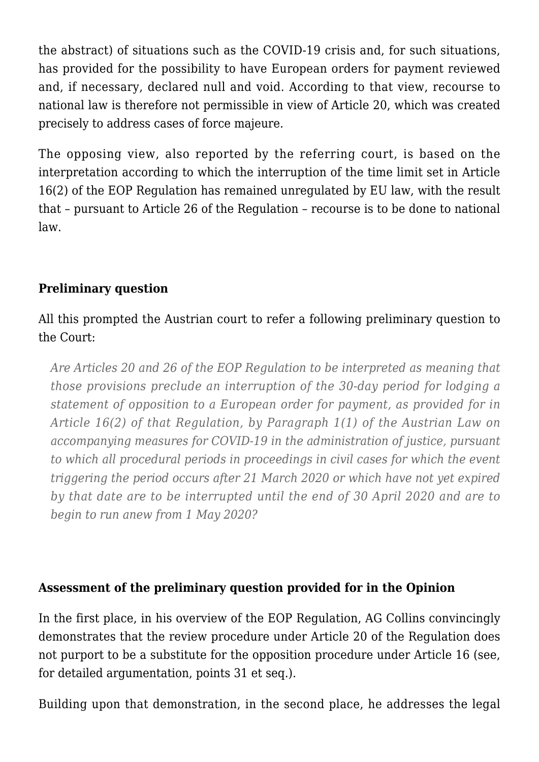the abstract) of situations such as the COVID-19 crisis and, for such situations, has provided for the possibility to have European orders for payment reviewed and, if necessary, declared null and void. According to that view, recourse to national law is therefore not permissible in view of Article 20, which was created precisely to address cases of force majeure.

The opposing view, also reported by the referring court, is based on the interpretation according to which the interruption of the time limit set in Article 16(2) of the EOP Regulation has remained unregulated by EU law, with the result that – pursuant to Article 26 of the Regulation – recourse is to be done to national law.

**Preliminary question**

All this prompted the Austrian court to refer a following preliminary question to the Court:

> *Are Articles 20 and 26 of the EOP Regulation to be interpreted as meaning that those provisions preclude an interruption of the 30-day period for lodging a statement of opposition to a European order for payment, as provided for in Article 16(2) of that Regulation, by Paragraph 1(1) of the Austrian Law on accompanying measures for COVID-19 in the administration of justice, pursuant to which all procedural periods in proceedings in civil cases for which the event triggering the period occurs after 21 March 2020 or which have not yet expired by that date are to be interrupted until the end of 30 April 2020 and are to begin to run anew from 1 May 2020?*

**Assessment of the preliminary question provided for in the Opinion**

In the first place, in his overview of the EOP Regulation, AG Collins convincingly demonstrates that the review procedure under Article 20 of the Regulation does not purport to be a substitute for the opposition procedure under Article 16 (see, for detailed argumentation, points 31 et seq.).

Building upon that demonstration, in the second place, he addresses the legal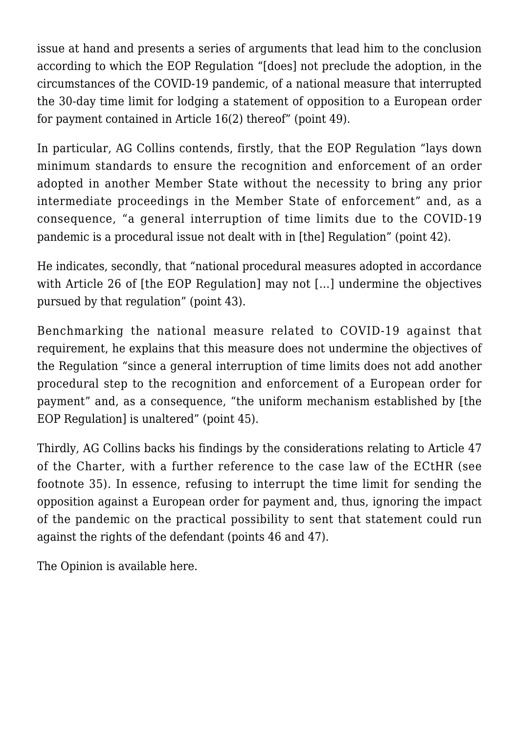issue at hand and presents a series of arguments that lead him to the conclusion according to which the EOP Regulation "[does] not preclude the adoption, in the circumstances of the COVID-19 pandemic, of a national measure that interrupted the 30-day time limit for lodging a statement of opposition to a European order for payment contained in Article 16(2) thereof" (point 49).

In particular, AG Collins contends, firstly, that the EOP Regulation "lays down minimum standards to ensure the recognition and enforcement of an order adopted in another Member State without the necessity to bring any prior intermediate proceedings in the Member State of enforcement" and, as a consequence, "a general interruption of time limits due to the COVID-19 pandemic is a procedural issue not dealt with in [the] Regulation" (point 42).

He indicates, secondly, that "national procedural measures adopted in accordance with Article 26 of [the EOP Regulation] may not […] undermine the objectives pursued by that regulation" (point 43).

Benchmarking the national measure related to COVID-19 against that requirement, he explains that this measure does not undermine the objectives of the Regulation "since a general interruption of time limits does not add another procedural step to the recognition and enforcement of a European order for payment" and, as a consequence, "the uniform mechanism established by [the EOP Regulation] is unaltered" (point 45).

Thirdly, AG Collins backs his findings by the considerations relating to Article 47 of the Charter, with a further reference to the case law of the ECtHR (see footnote 35). In essence, refusing to interrupt the time limit for sending the opposition against a European order for payment and, thus, ignoring the impact of the pandemic on the practical possibility to sent that statement could run against the rights of the defendant (points 46 and 47).

The Opinion is available here.